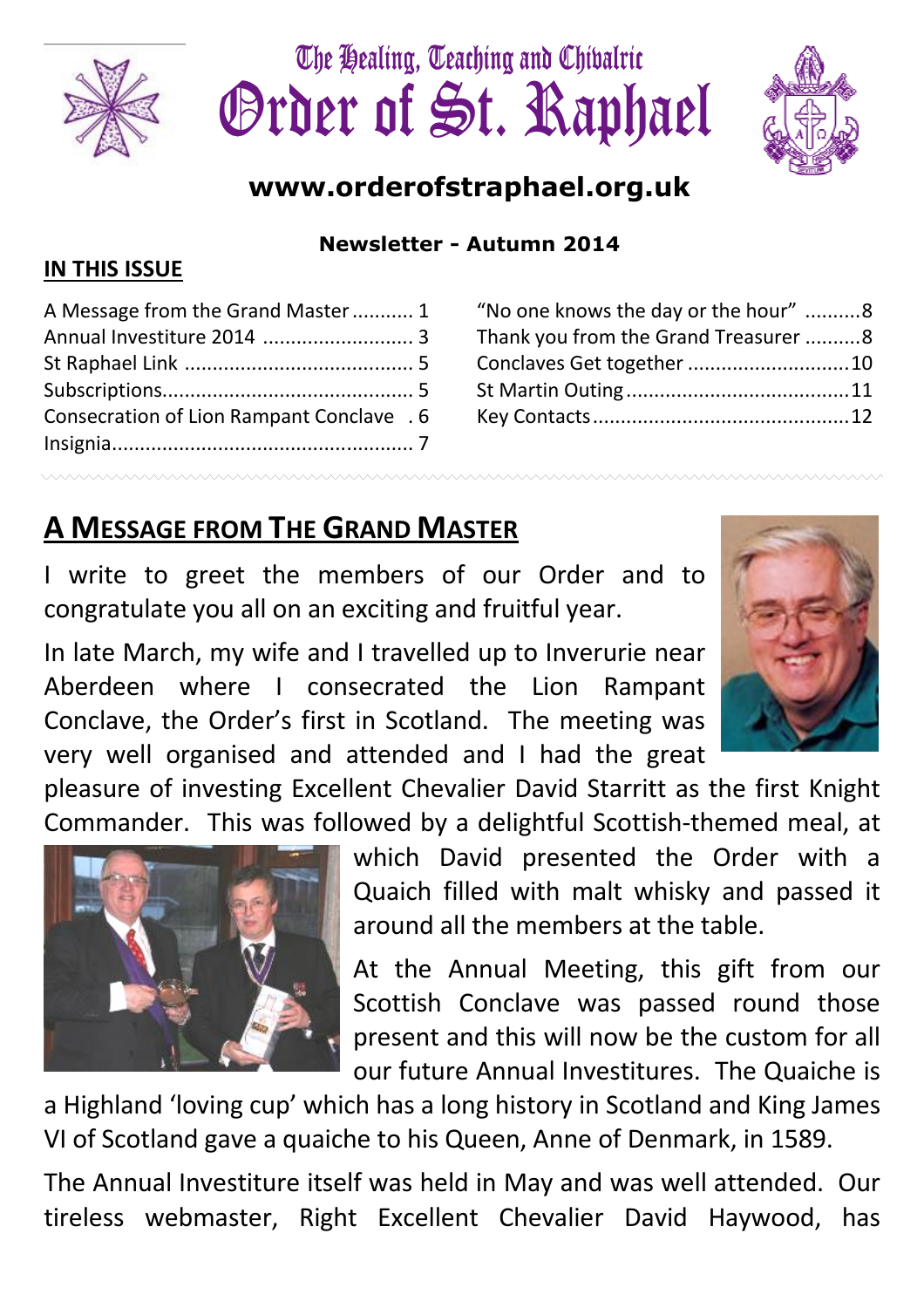# The Healing, Teaching and Chivalric Order of St. Raphael

**www.orderofstraphael.org.uk**

**Newsletter - Autumn 2014**

## IN THIS ISSUE

| | |
|---|---|
| A Message from the Grand Master ........... 1 | "No one knows the day or the hour" ..........8 |
| Annual Investiture 2014 .......................... 3 | Thank you from the Grand Treasurer ..........8 |
| St Raphael Link ......................................... 5 | Conclaves Get together .............................10 |
| Subscriptions............................................ 5 | St Martin Outing........................................11 |
| Consecration of Lion Rampant Conclave . 6 | Key Contacts..............................................12 |
| Insignia...................................................... 7 | |

## A MESSAGE FROM THE GRAND MASTER

I write to greet the members of our Order and to congratulate you all on an exciting and fruitful year.

In late March, my wife and I travelled up to Inverurie near Aberdeen where I consecrated the Lion Rampant Conclave, the Order's first in Scotland. The meeting was very well organised and attended and I had the great pleasure of investing Excellent Chevalier David Starritt as the first Knight Commander. This was followed by a delightful Scottish-themed meal, at which David presented the Order with a Quaich filled with malt whisky and passed it around all the members at the table.

At the Annual Meeting, this gift from our Scottish Conclave was passed round those present and this will now be the custom for all our future Annual Investitures. The Quaiche is a Highland 'loving cup' which has a long history in Scotland and King James VI of Scotland gave a quaiche to his Queen, Anne of Denmark, in 1589.

The Annual Investiture itself was held in May and was well attended. Our tireless webmaster, Right Excellent Chevalier David Haywood, has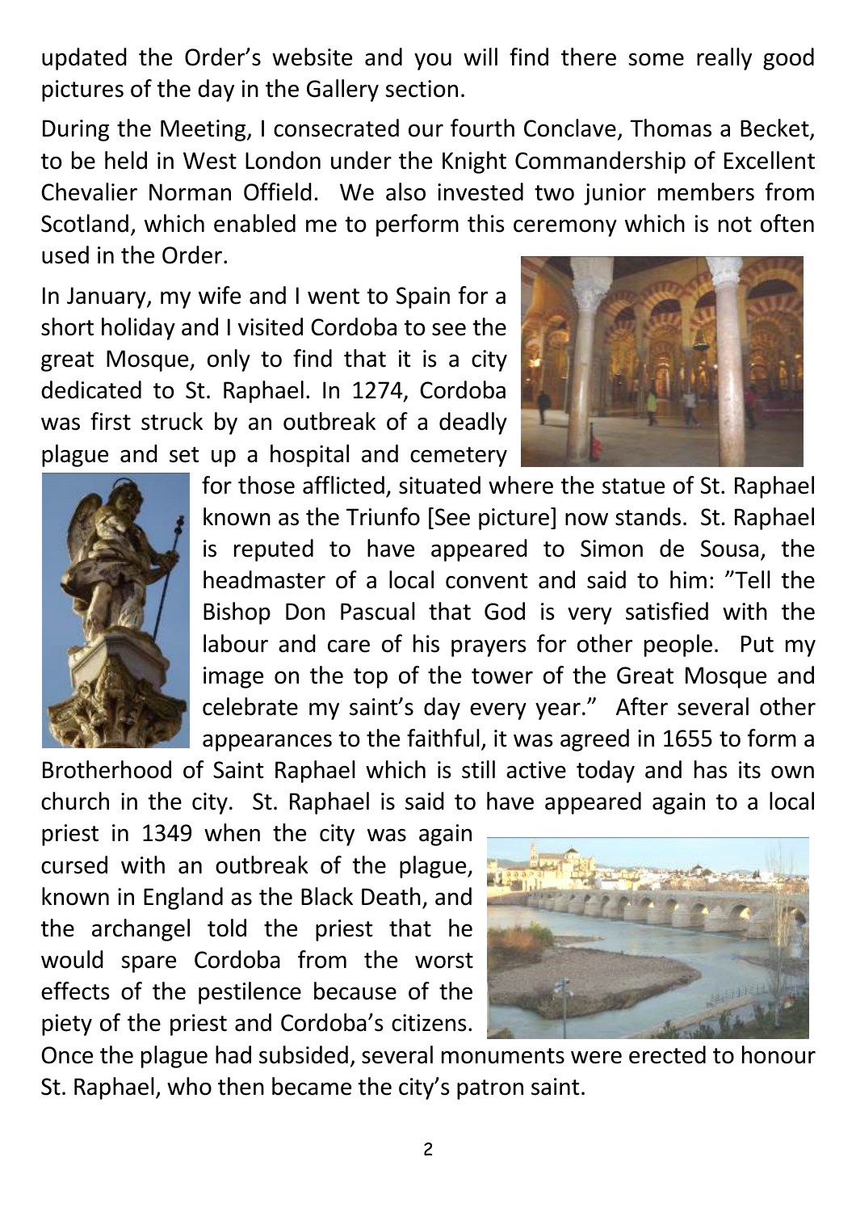updated the Order's website and you will find there some really good pictures of the day in the Gallery section.

During the Meeting, I consecrated our fourth Conclave, Thomas a Becket, to be held in West London under the Knight Commandership of Excellent Chevalier Norman Offield. We also invested two junior members from Scotland, which enabled me to perform this ceremony which is not often used in the Order.

In January, my wife and I went to Spain for a short holiday and I visited Cordoba to see the great Mosque, only to find that it is a city dedicated to St. Raphael. In 1274, Cordoba was first struck by an outbreak of a deadly plague and set up a hospital and cemetery for those afflicted, situated where the statue of St. Raphael known as the Triunfo [See picture] now stands. St. Raphael is reputed to have appeared to Simon de Sousa, the headmaster of a local convent and said to him: "Tell the Bishop Don Pascual that God is very satisfied with the labour and care of his prayers for other people. Put my image on the top of the tower of the Great Mosque and celebrate my saint's day every year." After several other appearances to the faithful, it was agreed in 1655 to form a Brotherhood of Saint Raphael which is still active today and has its own church in the city. St. Raphael is said to have appeared again to a local priest in 1349 when the city was again cursed with an outbreak of the plague, known in England as the Black Death, and the archangel told the priest that he would spare Cordoba from the worst effects of the pestilence because of the piety of the priest and Cordoba's citizens. Once the plague had subsided, several monuments were erected to honour St. Raphael, who then became the city's patron saint.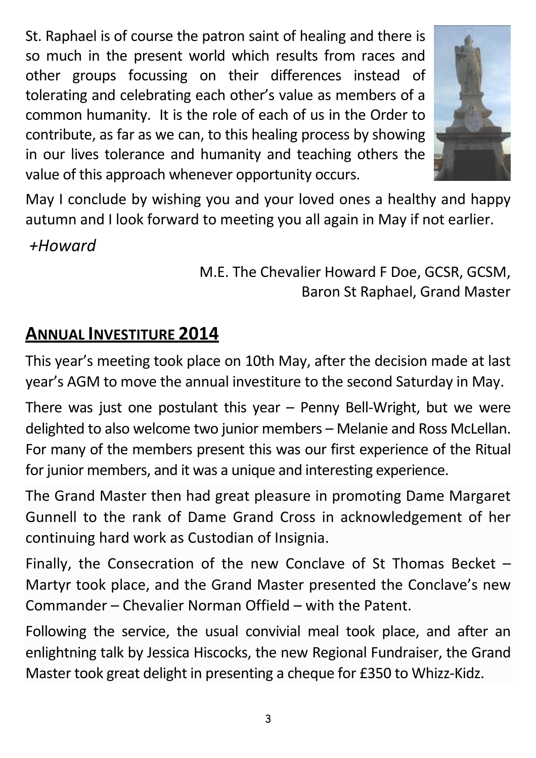St. Raphael is of course the patron saint of healing and there is so much in the present world which results from races and other groups focussing on their differences instead of tolerating and celebrating each other's value as members of a common humanity. It is the role of each of us in the Order to contribute, as far as we can, to this healing process by showing in our lives tolerance and humanity and teaching others the value of this approach whenever opportunity occurs.

May I conclude by wishing you and your loved ones a healthy and happy autumn and I look forward to meeting you all again in May if not earlier.

*+Howard*

M.E. The Chevalier Howard F Doe, GCSR, GCSM,
Baron St Raphael, Grand Master

## ANNUAL INVESTITURE 2014

This year's meeting took place on 10th May, after the decision made at last year's AGM to move the annual investiture to the second Saturday in May.

There was just one postulant this year – Penny Bell-Wright, but we were delighted to also welcome two junior members – Melanie and Ross McLellan. For many of the members present this was our first experience of the Ritual for junior members, and it was a unique and interesting experience.

The Grand Master then had great pleasure in promoting Dame Margaret Gunnell to the rank of Dame Grand Cross in acknowledgement of her continuing hard work as Custodian of Insignia.

Finally, the Consecration of the new Conclave of St Thomas Becket – Martyr took place, and the Grand Master presented the Conclave's new Commander – Chevalier Norman Offield – with the Patent.

Following the service, the usual convivial meal took place, and after an enlightning talk by Jessica Hiscocks, the new Regional Fundraiser, the Grand Master took great delight in presenting a cheque for £350 to Whizz-Kidz.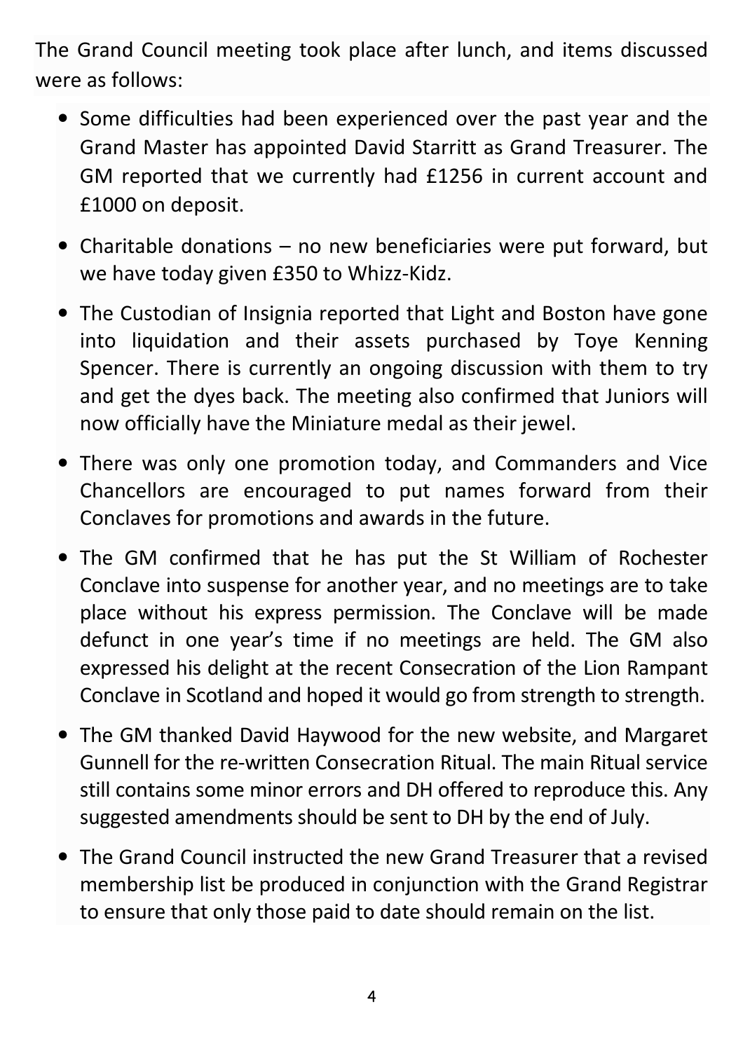The Grand Council meeting took place after lunch, and items discussed were as follows:

- Some difficulties had been experienced over the past year and the Grand Master has appointed David Starritt as Grand Treasurer. The GM reported that we currently had £1256 in current account and £1000 on deposit.
- Charitable donations – no new beneficiaries were put forward, but we have today given £350 to Whizz-Kidz.
- The Custodian of Insignia reported that Light and Boston have gone into liquidation and their assets purchased by Toye Kenning Spencer. There is currently an ongoing discussion with them to try and get the dyes back. The meeting also confirmed that Juniors will now officially have the Miniature medal as their jewel.
- There was only one promotion today, and Commanders and Vice Chancellors are encouraged to put names forward from their Conclaves for promotions and awards in the future.
- The GM confirmed that he has put the St William of Rochester Conclave into suspense for another year, and no meetings are to take place without his express permission. The Conclave will be made defunct in one year's time if no meetings are held. The GM also expressed his delight at the recent Consecration of the Lion Rampant Conclave in Scotland and hoped it would go from strength to strength.
- The GM thanked David Haywood for the new website, and Margaret Gunnell for the re-written Consecration Ritual. The main Ritual service still contains some minor errors and DH offered to reproduce this. Any suggested amendments should be sent to DH by the end of July.
- The Grand Council instructed the new Grand Treasurer that a revised membership list be produced in conjunction with the Grand Registrar to ensure that only those paid to date should remain on the list.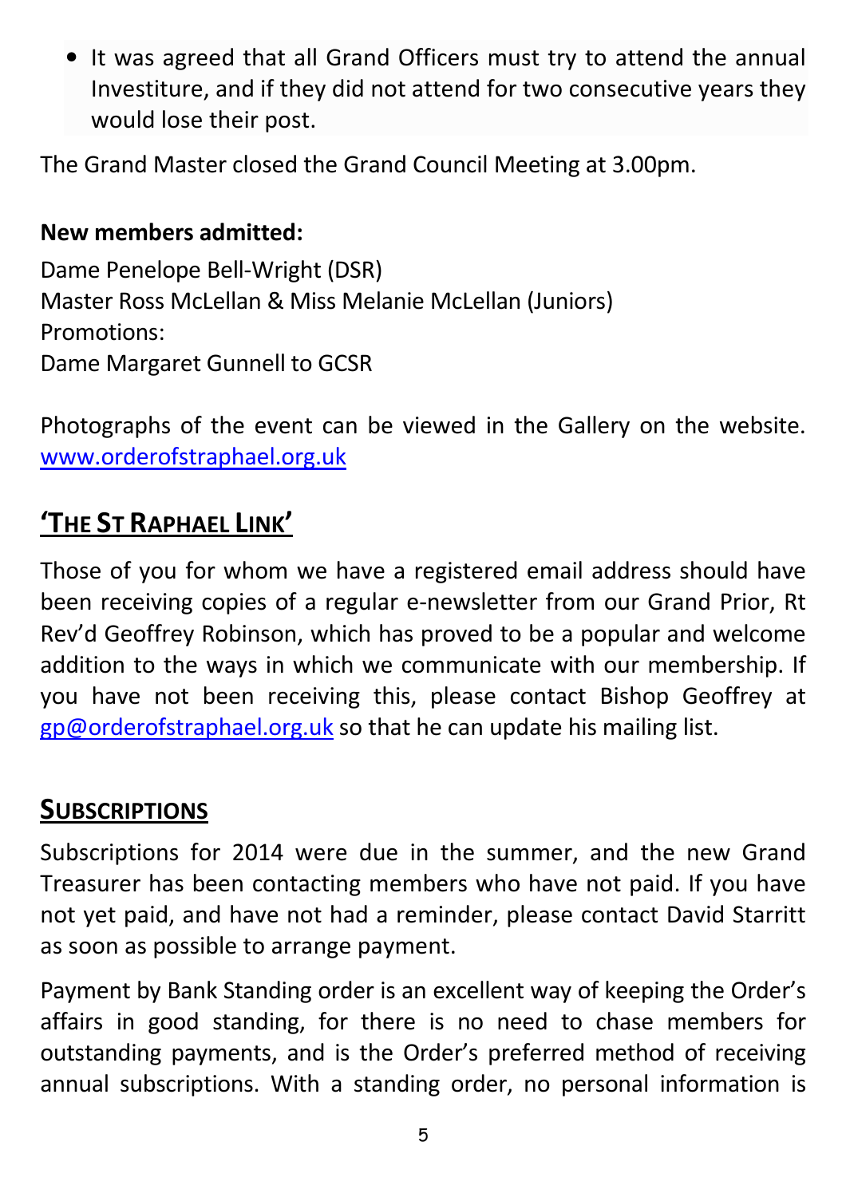- It was agreed that all Grand Officers must try to attend the annual Investiture, and if they did not attend for two consecutive years they would lose their post.

The Grand Master closed the Grand Council Meeting at 3.00pm.

**New members admitted:**

Dame Penelope Bell-Wright (DSR)
Master Ross McLellan & Miss Melanie McLellan (Juniors)
Promotions:
Dame Margaret Gunnell to GCSR

Photographs of the event can be viewed in the Gallery on the website. www.orderofstraphael.org.uk

## 'THE ST RAPHAEL LINK'

Those of you for whom we have a registered email address should have been receiving copies of a regular e-newsletter from our Grand Prior, Rt Rev'd Geoffrey Robinson, which has proved to be a popular and welcome addition to the ways in which we communicate with our membership. If you have not been receiving this, please contact Bishop Geoffrey at gp@orderofstraphael.org.uk so that he can update his mailing list.

## SUBSCRIPTIONS

Subscriptions for 2014 were due in the summer, and the new Grand Treasurer has been contacting members who have not paid. If you have not yet paid, and have not had a reminder, please contact David Starritt as soon as possible to arrange payment.

Payment by Bank Standing order is an excellent way of keeping the Order's affairs in good standing, for there is no need to chase members for outstanding payments, and is the Order's preferred method of receiving annual subscriptions. With a standing order, no personal information is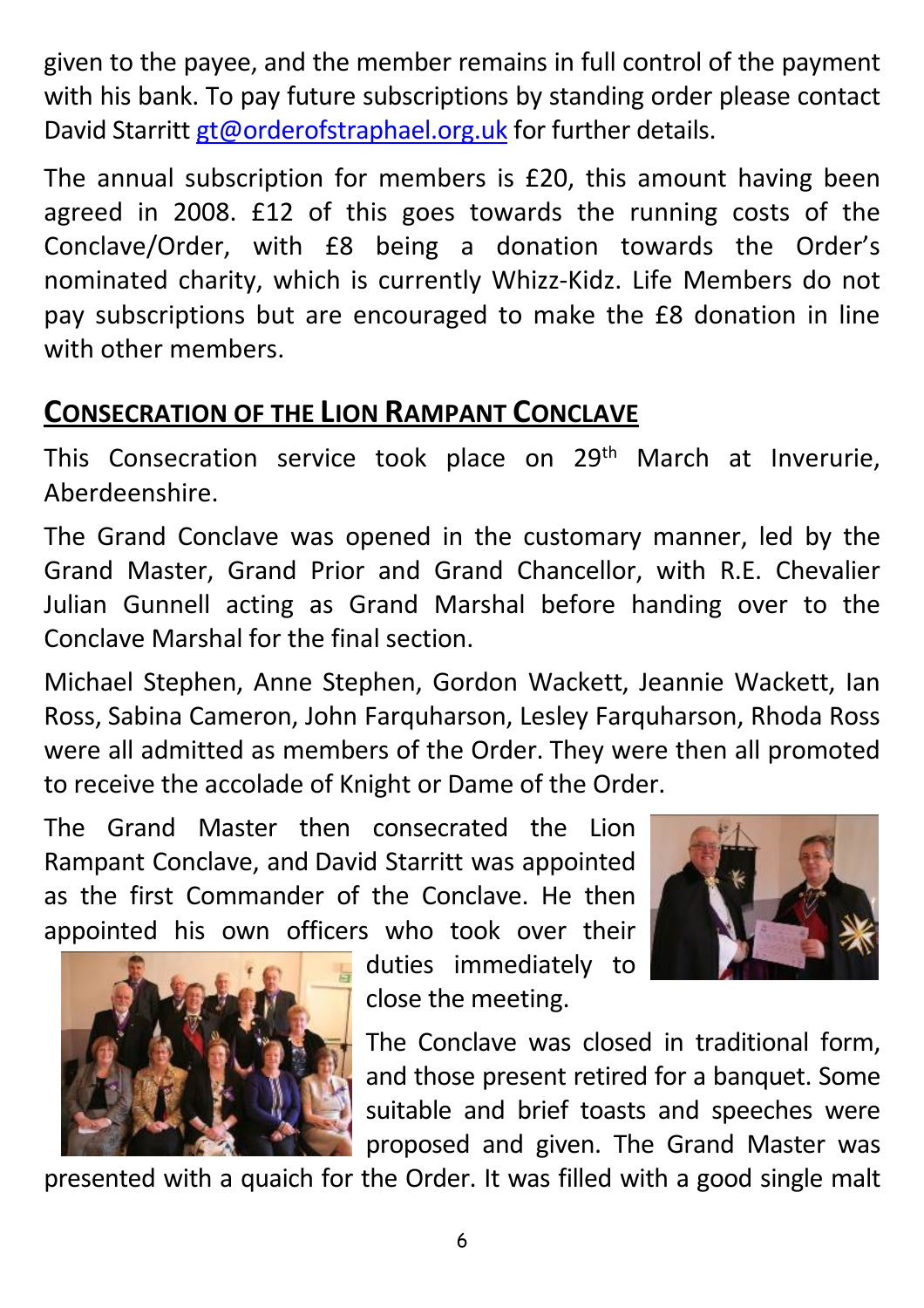given to the payee, and the member remains in full control of the payment with his bank. To pay future subscriptions by standing order please contact David Starritt gt@orderofstraphael.org.uk for further details.

The annual subscription for members is £20, this amount having been agreed in 2008. £12 of this goes towards the running costs of the Conclave/Order, with £8 being a donation towards the Order's nominated charity, which is currently Whizz-Kidz. Life Members do not pay subscriptions but are encouraged to make the £8 donation in line with other members.

## CONSECRATION OF THE LION RAMPANT CONCLAVE

This Consecration service took place on 29th March at Inverurie, Aberdeenshire.

The Grand Conclave was opened in the customary manner, led by the Grand Master, Grand Prior and Grand Chancellor, with R.E. Chevalier Julian Gunnell acting as Grand Marshal before handing over to the Conclave Marshal for the final section.

Michael Stephen, Anne Stephen, Gordon Wackett, Jeannie Wackett, Ian Ross, Sabina Cameron, John Farquharson, Lesley Farquharson, Rhoda Ross were all admitted as members of the Order. They were then all promoted to receive the accolade of Knight or Dame of the Order.

The Grand Master then consecrated the Lion Rampant Conclave, and David Starritt was appointed as the first Commander of the Conclave. He then appointed his own officers who took over their duties immediately to close the meeting.

The Conclave was closed in traditional form, and those present retired for a banquet. Some suitable and brief toasts and speeches were proposed and given. The Grand Master was presented with a quaich for the Order. It was filled with a good single malt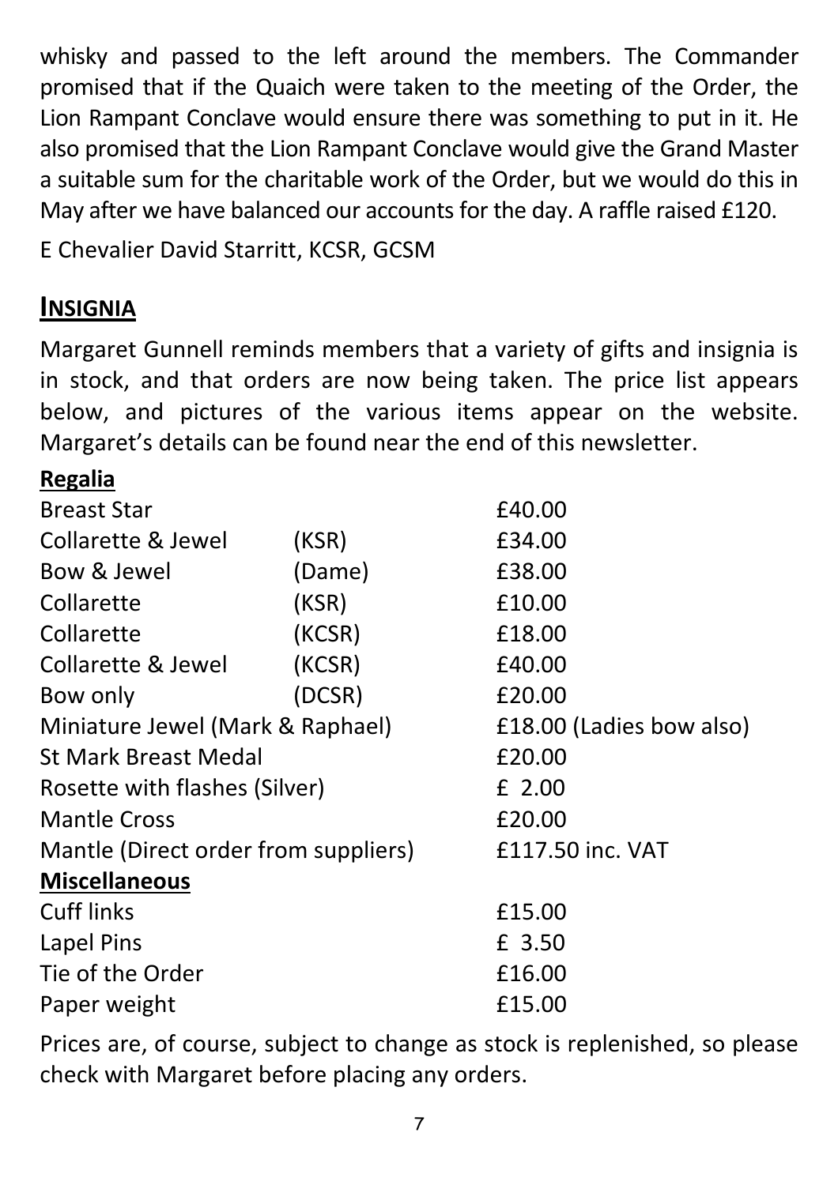whisky and passed to the left around the members. The Commander promised that if the Quaich were taken to the meeting of the Order, the Lion Rampant Conclave would ensure there was something to put in it. He also promised that the Lion Rampant Conclave would give the Grand Master a suitable sum for the charitable work of the Order, but we would do this in May after we have balanced our accounts for the day. A raffle raised £120.

E Chevalier David Starritt, KCSR, GCSM

## INSIGNIA

Margaret Gunnell reminds members that a variety of gifts and insignia is in stock, and that orders are now being taken. The price list appears below, and pictures of the various items appear on the website. Margaret's details can be found near the end of this newsletter.

**Regalia**

| Item | | Price |
|---|---|---|
| Breast Star | | £40.00 |
| Collarette & Jewel | (KSR) | £34.00 |
| Bow & Jewel | (Dame) | £38.00 |
| Collarette | (KSR) | £10.00 |
| Collarette | (KCSR) | £18.00 |
| Collarette & Jewel | (KCSR) | £40.00 |
| Bow only | (DCSR) | £20.00 |
| Miniature Jewel (Mark & Raphael) | | £18.00 (Ladies bow also) |
| St Mark Breast Medal | | £20.00 |
| Rosette with flashes (Silver) | | £ 2.00 |
| Mantle Cross | | £20.00 |
| Mantle (Direct order from suppliers) | | £117.50 inc. VAT |

**Miscellaneous**

| Item | Price |
|---|---|
| Cuff links | £15.00 |
| Lapel Pins | £ 3.50 |
| Tie of the Order | £16.00 |
| Paper weight | £15.00 |

Prices are, of course, subject to change as stock is replenished, so please check with Margaret before placing any orders.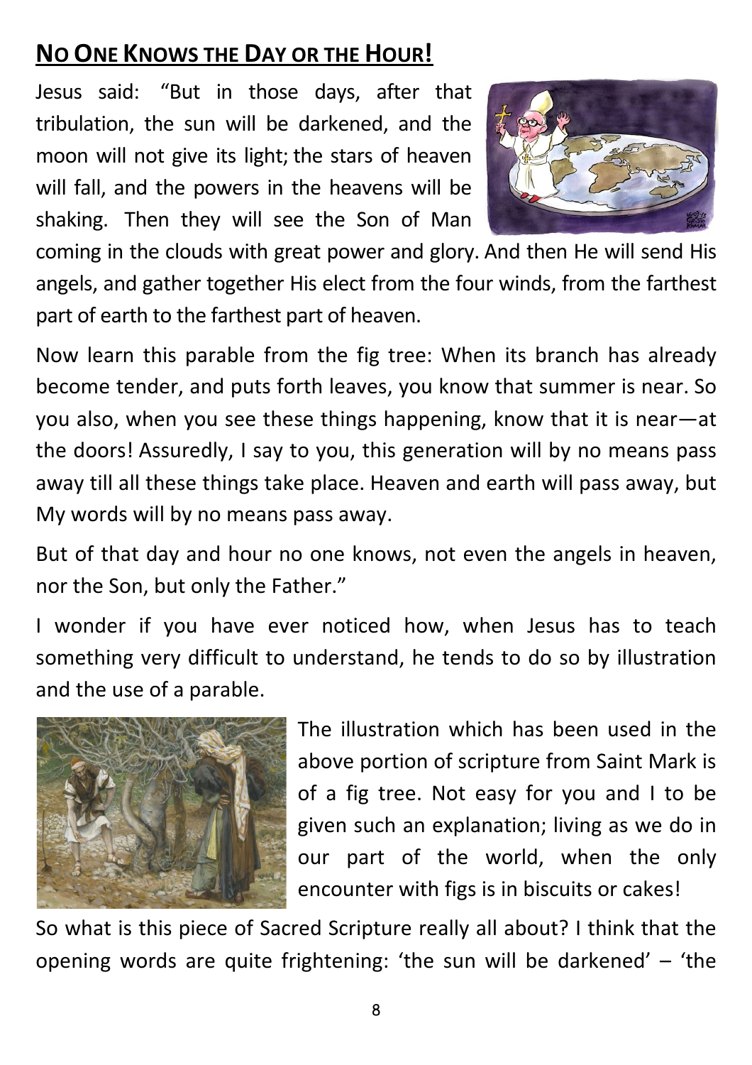## **NO ONE KNOWS THE DAY OR THE HOUR!**

Jesus said: "But in those days, after that tribulation, the sun will be darkened, and the moon will not give its light; the stars of heaven will fall, and the powers in the heavens will be shaking. Then they will see the Son of Man coming in the clouds with great power and glory. And then He will send His angels, and gather together His elect from the four winds, from the farthest part of earth to the farthest part of heaven.

Now learn this parable from the fig tree: When its branch has already become tender, and puts forth leaves, you know that summer is near. So you also, when you see these things happening, know that it is near—at the doors! Assuredly, I say to you, this generation will by no means pass away till all these things take place. Heaven and earth will pass away, but My words will by no means pass away.

But of that day and hour no one knows, not even the angels in heaven, nor the Son, but only the Father."

I wonder if you have ever noticed how, when Jesus has to teach something very difficult to understand, he tends to do so by illustration and the use of a parable.

The illustration which has been used in the above portion of scripture from Saint Mark is of a fig tree. Not easy for you and I to be given such an explanation; living as we do in our part of the world, when the only encounter with figs is in biscuits or cakes!

So what is this piece of Sacred Scripture really all about? I think that the opening words are quite frightening: 'the sun will be darkened' – 'the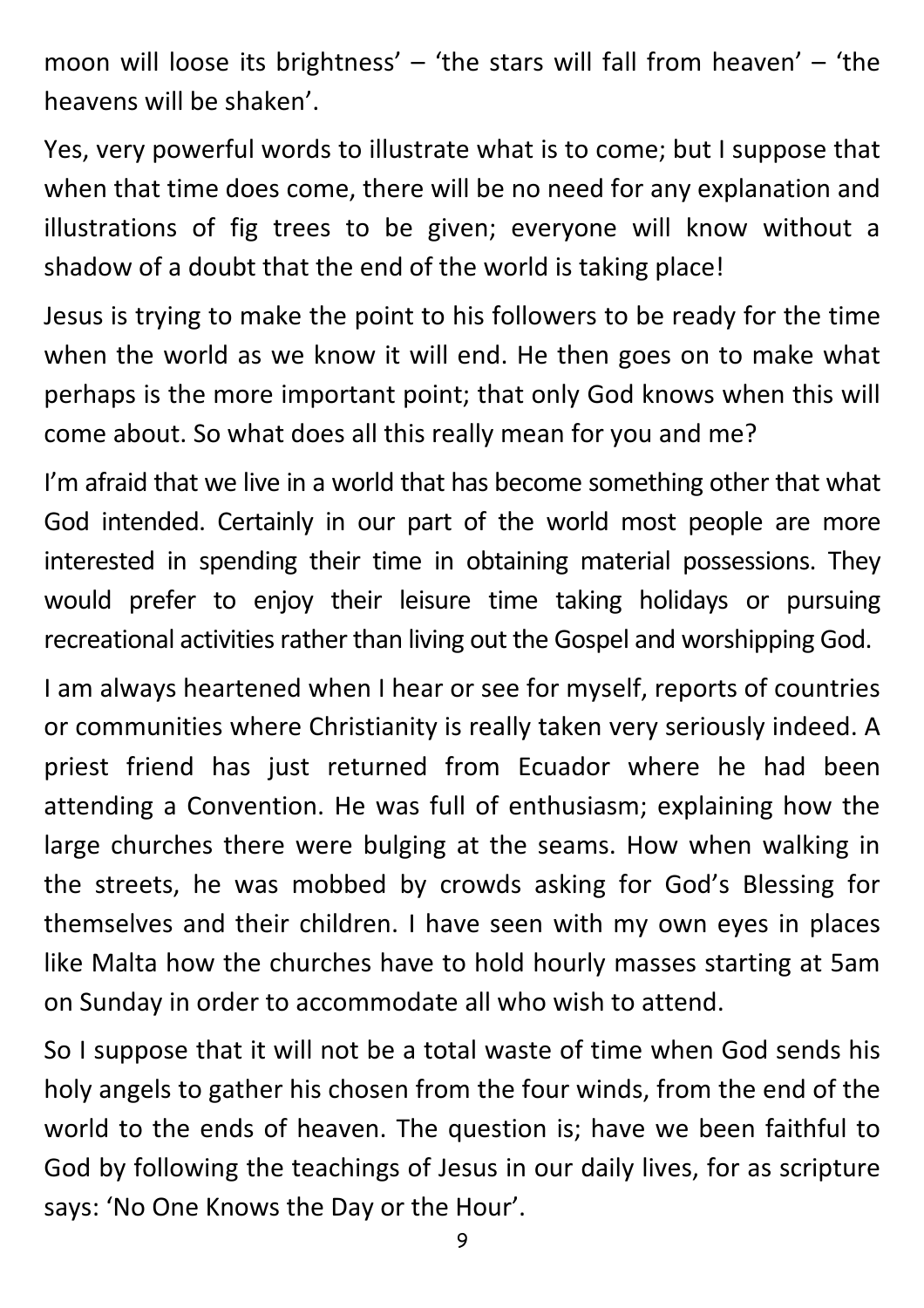moon will loose its brightness' – 'the stars will fall from heaven' – 'the heavens will be shaken'.

Yes, very powerful words to illustrate what is to come; but I suppose that when that time does come, there will be no need for any explanation and illustrations of fig trees to be given; everyone will know without a shadow of a doubt that the end of the world is taking place!

Jesus is trying to make the point to his followers to be ready for the time when the world as we know it will end. He then goes on to make what perhaps is the more important point; that only God knows when this will come about. So what does all this really mean for you and me?

I'm afraid that we live in a world that has become something other that what God intended. Certainly in our part of the world most people are more interested in spending their time in obtaining material possessions. They would prefer to enjoy their leisure time taking holidays or pursuing recreational activities rather than living out the Gospel and worshipping God.

I am always heartened when I hear or see for myself, reports of countries or communities where Christianity is really taken very seriously indeed. A priest friend has just returned from Ecuador where he had been attending a Convention. He was full of enthusiasm; explaining how the large churches there were bulging at the seams. How when walking in the streets, he was mobbed by crowds asking for God's Blessing for themselves and their children. I have seen with my own eyes in places like Malta how the churches have to hold hourly masses starting at 5am on Sunday in order to accommodate all who wish to attend.

So I suppose that it will not be a total waste of time when God sends his holy angels to gather his chosen from the four winds, from the end of the world to the ends of heaven. The question is; have we been faithful to God by following the teachings of Jesus in our daily lives, for as scripture says: 'No One Knows the Day or the Hour'.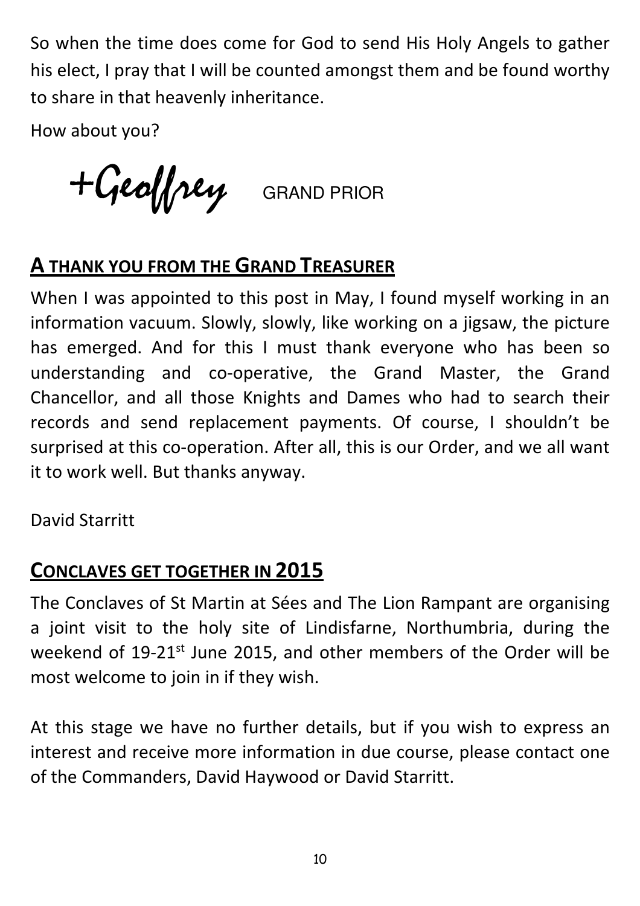So when the time does come for God to send His Holy Angels to gather his elect, I pray that I will be counted amongst them and be found worthy to share in that heavenly inheritance.

How about you?

+Geoffrey GRAND PRIOR

## A THANK YOU FROM THE GRAND TREASURER

When I was appointed to this post in May, I found myself working in an information vacuum. Slowly, slowly, like working on a jigsaw, the picture has emerged. And for this I must thank everyone who has been so understanding and co-operative, the Grand Master, the Grand Chancellor, and all those Knights and Dames who had to search their records and send replacement payments. Of course, I shouldn't be surprised at this co-operation. After all, this is our Order, and we all want it to work well. But thanks anyway.

David Starritt

## CONCLAVES GET TOGETHER IN 2015

The Conclaves of St Martin at Sées and The Lion Rampant are organising a joint visit to the holy site of Lindisfarne, Northumbria, during the weekend of 19-21st June 2015, and other members of the Order will be most welcome to join in if they wish.

At this stage we have no further details, but if you wish to express an interest and receive more information in due course, please contact one of the Commanders, David Haywood or David Starritt.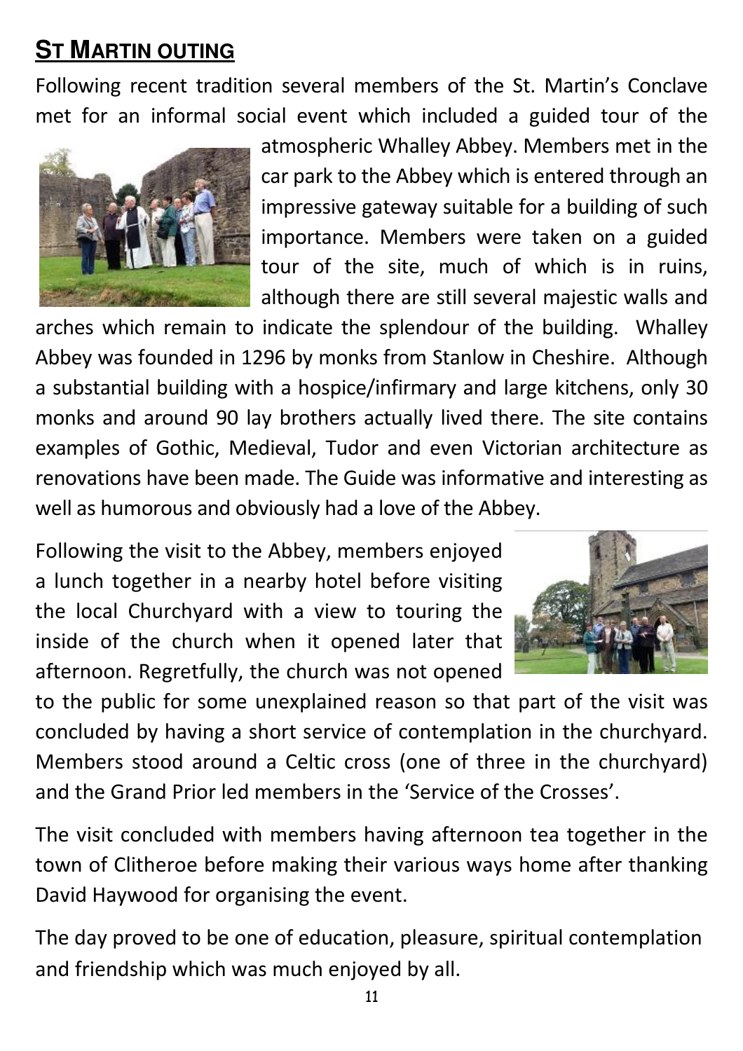## ST MARTIN OUTING

Following recent tradition several members of the St. Martin's Conclave met for an informal social event which included a guided tour of the atmospheric Whalley Abbey. Members met in the car park to the Abbey which is entered through an impressive gateway suitable for a building of such importance. Members were taken on a guided tour of the site, much of which is in ruins, although there are still several majestic walls and arches which remain to indicate the splendour of the building. Whalley Abbey was founded in 1296 by monks from Stanlow in Cheshire. Although a substantial building with a hospice/infirmary and large kitchens, only 30 monks and around 90 lay brothers actually lived there. The site contains examples of Gothic, Medieval, Tudor and even Victorian architecture as renovations have been made. The Guide was informative and interesting as well as humorous and obviously had a love of the Abbey.

Following the visit to the Abbey, members enjoyed a lunch together in a nearby hotel before visiting the local Churchyard with a view to touring the inside of the church when it opened later that afternoon. Regretfully, the church was not opened to the public for some unexplained reason so that part of the visit was concluded by having a short service of contemplation in the churchyard. Members stood around a Celtic cross (one of three in the churchyard) and the Grand Prior led members in the 'Service of the Crosses'.

The visit concluded with members having afternoon tea together in the town of Clitheroe before making their various ways home after thanking David Haywood for organising the event.

The day proved to be one of education, pleasure, spiritual contemplation and friendship which was much enjoyed by all.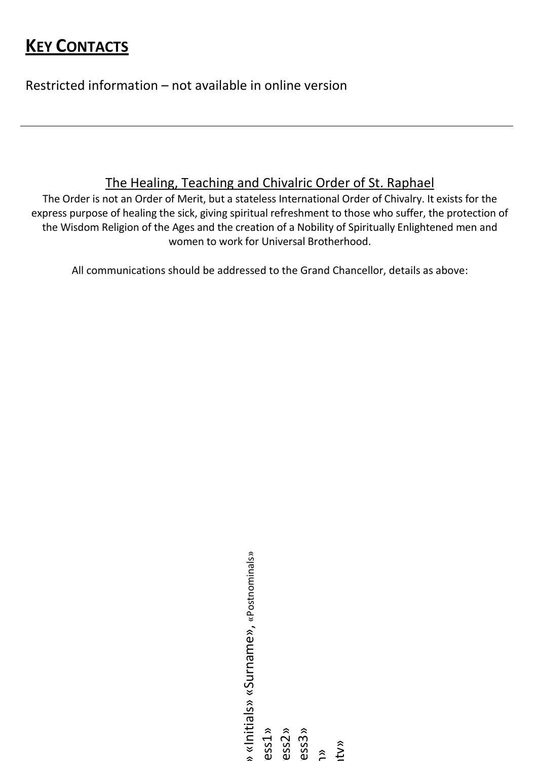## KEY CONTACTS

Restricted information – not available in online version

---

The Healing, Teaching and Chivalric Order of St. Raphael

The Order is not an Order of Merit, but a stateless International Order of Chivalry. It exists for the express purpose of healing the sick, giving spiritual refreshment to those who suffer, the protection of the Wisdom Religion of the Ages and the creation of a Nobility of Spiritually Enlightened men and women to work for Universal Brotherhood.

All communications should be addressed to the Grand Chancellor, details as above:

» «Initials» «Surname», «Postnominals»
ess1»
ess2»
ess3»
n»
nty»